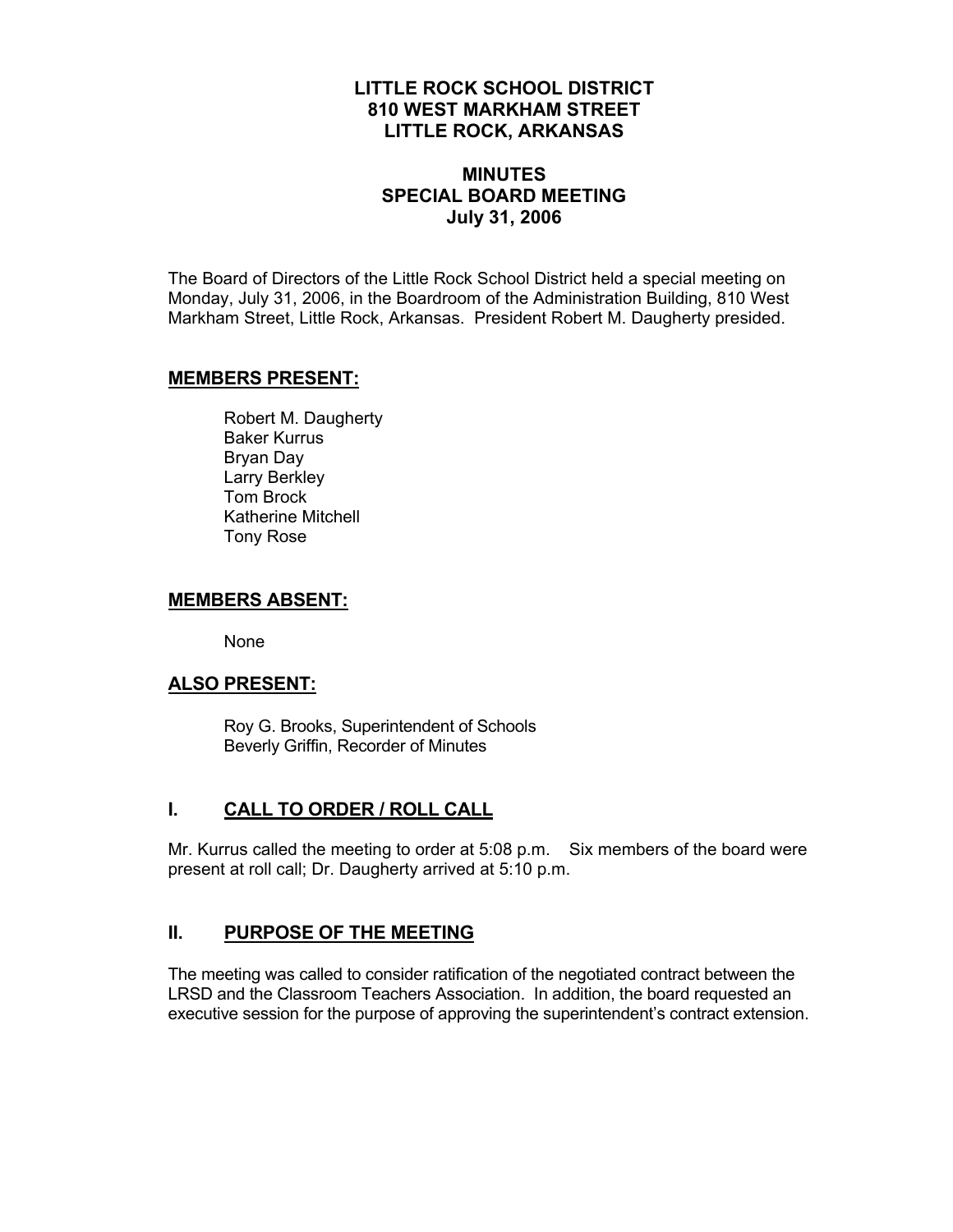# LITTLE ROCK SCHOOL DISTRICT
# 810 WEST MARKHAM STREET
# LITTLE ROCK, ARKANSAS

## MINUTES
## SPECIAL BOARD MEETING
## July 31, 2006

The Board of Directors of the Little Rock School District held a special meeting on Monday, July 31, 2006, in the Boardroom of the Administration Building, 810 West Markham Street, Little Rock, Arkansas. President Robert M. Daugherty presided.

### MEMBERS PRESENT:

Robert M. Daugherty
Baker Kurrus
Bryan Day
Larry Berkley
Tom Brock
Katherine Mitchell
Tony Rose

### MEMBERS ABSENT:

None

### ALSO PRESENT:

Roy G. Brooks, Superintendent of Schools
Beverly Griffin, Recorder of Minutes

### I. CALL TO ORDER / ROLL CALL

Mr. Kurrus called the meeting to order at 5:08 p.m. Six members of the board were present at roll call; Dr. Daugherty arrived at 5:10 p.m.

### II. PURPOSE OF THE MEETING

The meeting was called to consider ratification of the negotiated contract between the LRSD and the Classroom Teachers Association. In addition, the board requested an executive session for the purpose of approving the superintendent's contract extension.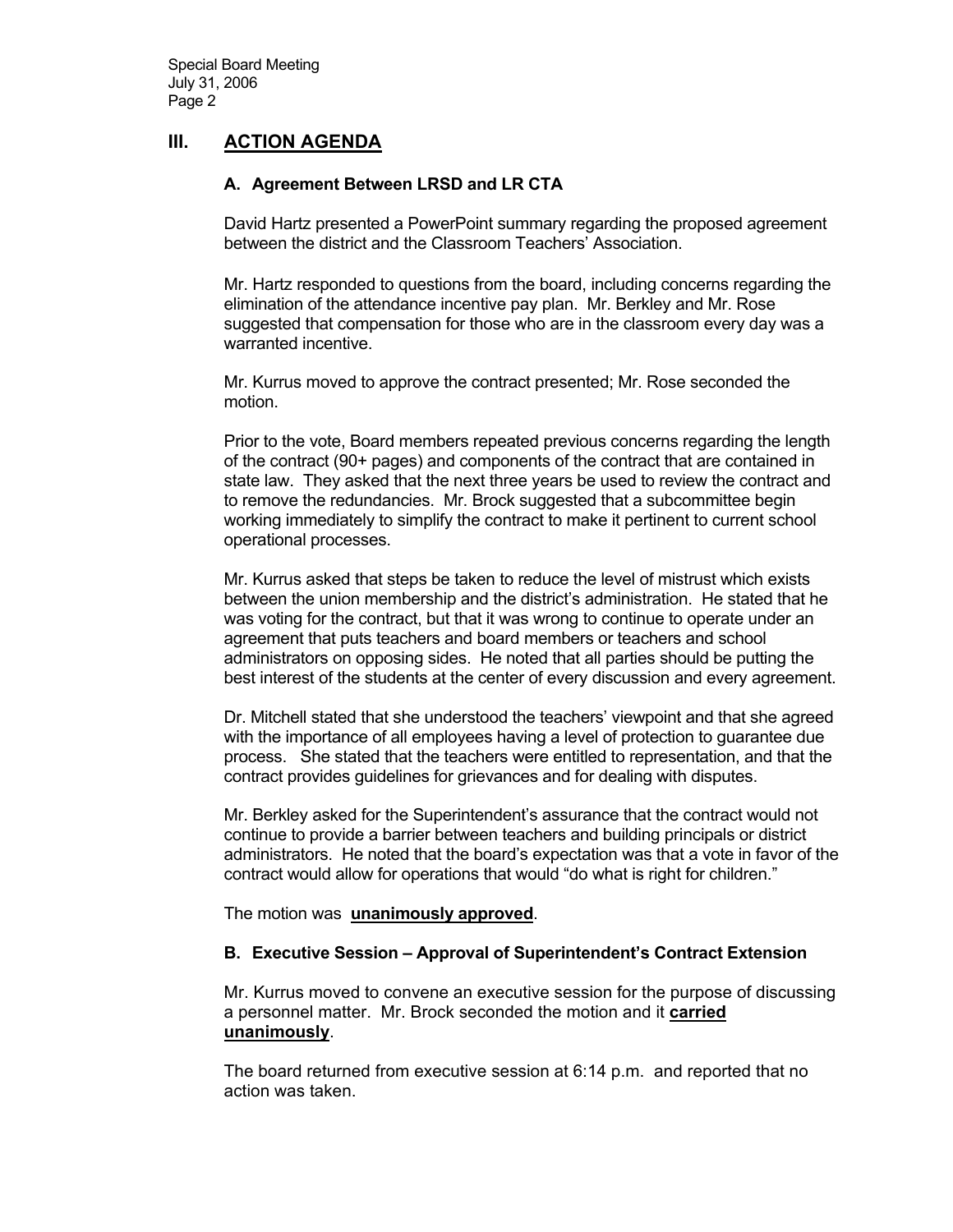## III. ACTION AGENDA

### A. Agreement Between LRSD and LR CTA

David Hartz presented a PowerPoint summary regarding the proposed agreement between the district and the Classroom Teachers' Association.

Mr. Hartz responded to questions from the board, including concerns regarding the elimination of the attendance incentive pay plan. Mr. Berkley and Mr. Rose suggested that compensation for those who are in the classroom every day was a warranted incentive.

Mr. Kurrus moved to approve the contract presented; Mr. Rose seconded the motion.

Prior to the vote, Board members repeated previous concerns regarding the length of the contract (90+ pages) and components of the contract that are contained in state law. They asked that the next three years be used to review the contract and to remove the redundancies. Mr. Brock suggested that a subcommittee begin working immediately to simplify the contract to make it pertinent to current school operational processes.

Mr. Kurrus asked that steps be taken to reduce the level of mistrust which exists between the union membership and the district's administration. He stated that he was voting for the contract, but that it was wrong to continue to operate under an agreement that puts teachers and board members or teachers and school administrators on opposing sides. He noted that all parties should be putting the best interest of the students at the center of every discussion and every agreement.

Dr. Mitchell stated that she understood the teachers' viewpoint and that she agreed with the importance of all employees having a level of protection to guarantee due process. She stated that the teachers were entitled to representation, and that the contract provides guidelines for grievances and for dealing with disputes.

Mr. Berkley asked for the Superintendent's assurance that the contract would not continue to provide a barrier between teachers and building principals or district administrators. He noted that the board's expectation was that a vote in favor of the contract would allow for operations that would "do what is right for children."

The motion was **unanimously approved**.

### B. Executive Session – Approval of Superintendent's Contract Extension

Mr. Kurrus moved to convene an executive session for the purpose of discussing a personnel matter. Mr. Brock seconded the motion and it **carried unanimously**.

The board returned from executive session at 6:14 p.m. and reported that no action was taken.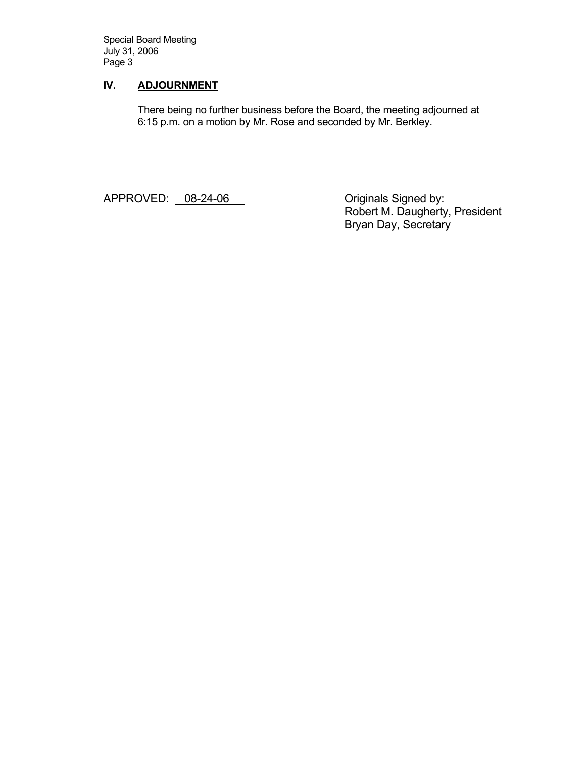## IV. ADJOURNMENT

There being no further business before the Board, the meeting adjourned at 6:15 p.m. on a motion by Mr. Rose and seconded by Mr. Berkley.

APPROVED: 08-24-06

Originals Signed by:
Robert M. Daugherty, President
Bryan Day, Secretary